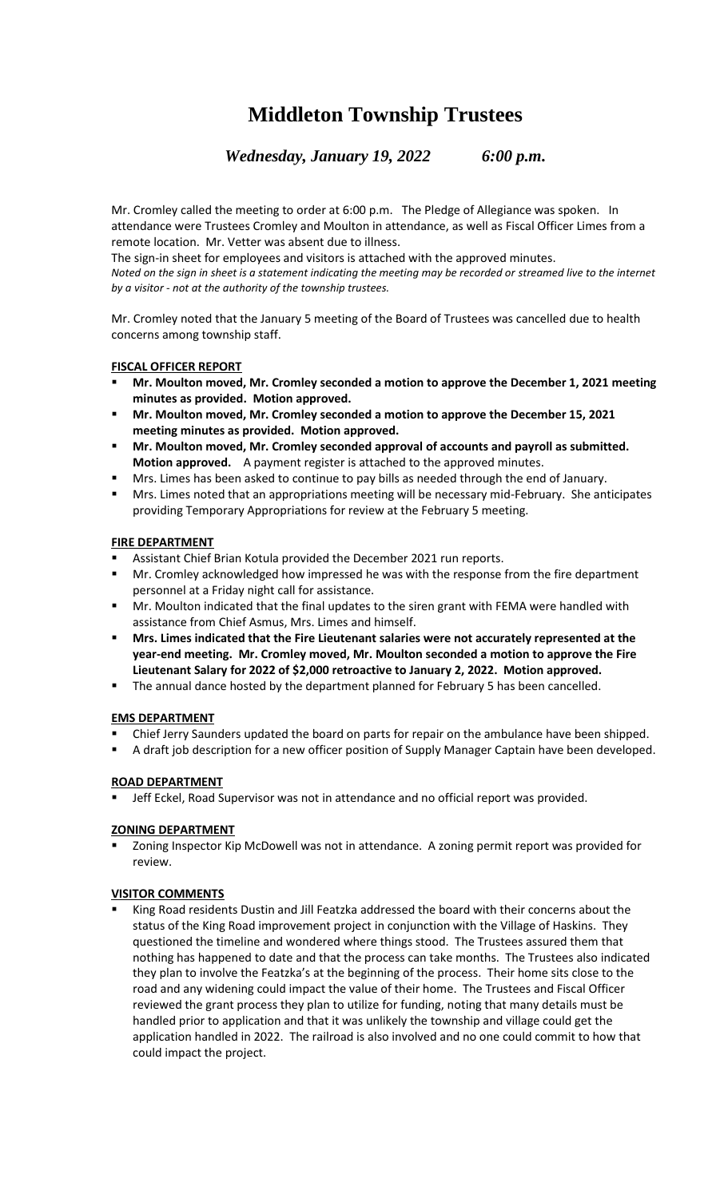# Middleton Township Trustees

***Wednesday, January 19, 2022        6:00 p.m.***

Mr. Cromley called the meeting to order at 6:00 p.m. The Pledge of Allegiance was spoken. In attendance were Trustees Cromley and Moulton in attendance, as well as Fiscal Officer Limes from a remote location. Mr. Vetter was absent due to illness.

The sign-in sheet for employees and visitors is attached with the approved minutes.

*Noted on the sign in sheet is a statement indicating the meeting may be recorded or streamed live to the internet by a visitor - not at the authority of the township trustees.*

Mr. Cromley noted that the January 5 meeting of the Board of Trustees was cancelled due to health concerns among township staff.

**FISCAL OFFICER REPORT**

- **Mr. Moulton moved, Mr. Cromley seconded a motion to approve the December 1, 2021 meeting minutes as provided. Motion approved.**
- **Mr. Moulton moved, Mr. Cromley seconded a motion to approve the December 15, 2021 meeting minutes as provided. Motion approved.**
- **Mr. Moulton moved, Mr. Cromley seconded approval of accounts and payroll as submitted. Motion approved.** A payment register is attached to the approved minutes.
- Mrs. Limes has been asked to continue to pay bills as needed through the end of January.
- Mrs. Limes noted that an appropriations meeting will be necessary mid-February. She anticipates providing Temporary Appropriations for review at the February 5 meeting.

**FIRE DEPARTMENT**

- Assistant Chief Brian Kotula provided the December 2021 run reports.
- Mr. Cromley acknowledged how impressed he was with the response from the fire department personnel at a Friday night call for assistance.
- Mr. Moulton indicated that the final updates to the siren grant with FEMA were handled with assistance from Chief Asmus, Mrs. Limes and himself.
- **Mrs. Limes indicated that the Fire Lieutenant salaries were not accurately represented at the year-end meeting. Mr. Cromley moved, Mr. Moulton seconded a motion to approve the Fire Lieutenant Salary for 2022 of $2,000 retroactive to January 2, 2022. Motion approved.**
- The annual dance hosted by the department planned for February 5 has been cancelled.

**EMS DEPARTMENT**

- Chief Jerry Saunders updated the board on parts for repair on the ambulance have been shipped.
- A draft job description for a new officer position of Supply Manager Captain have been developed.

**ROAD DEPARTMENT**

- Jeff Eckel, Road Supervisor was not in attendance and no official report was provided.

**ZONING DEPARTMENT**

- Zoning Inspector Kip McDowell was not in attendance. A zoning permit report was provided for review.

**VISITOR COMMENTS**

- King Road residents Dustin and Jill Featzka addressed the board with their concerns about the status of the King Road improvement project in conjunction with the Village of Haskins. They questioned the timeline and wondered where things stood. The Trustees assured them that nothing has happened to date and that the process can take months. The Trustees also indicated they plan to involve the Featzka's at the beginning of the process. Their home sits close to the road and any widening could impact the value of their home. The Trustees and Fiscal Officer reviewed the grant process they plan to utilize for funding, noting that many details must be handled prior to application and that it was unlikely the township and village could get the application handled in 2022. The railroad is also involved and no one could commit to how that could impact the project.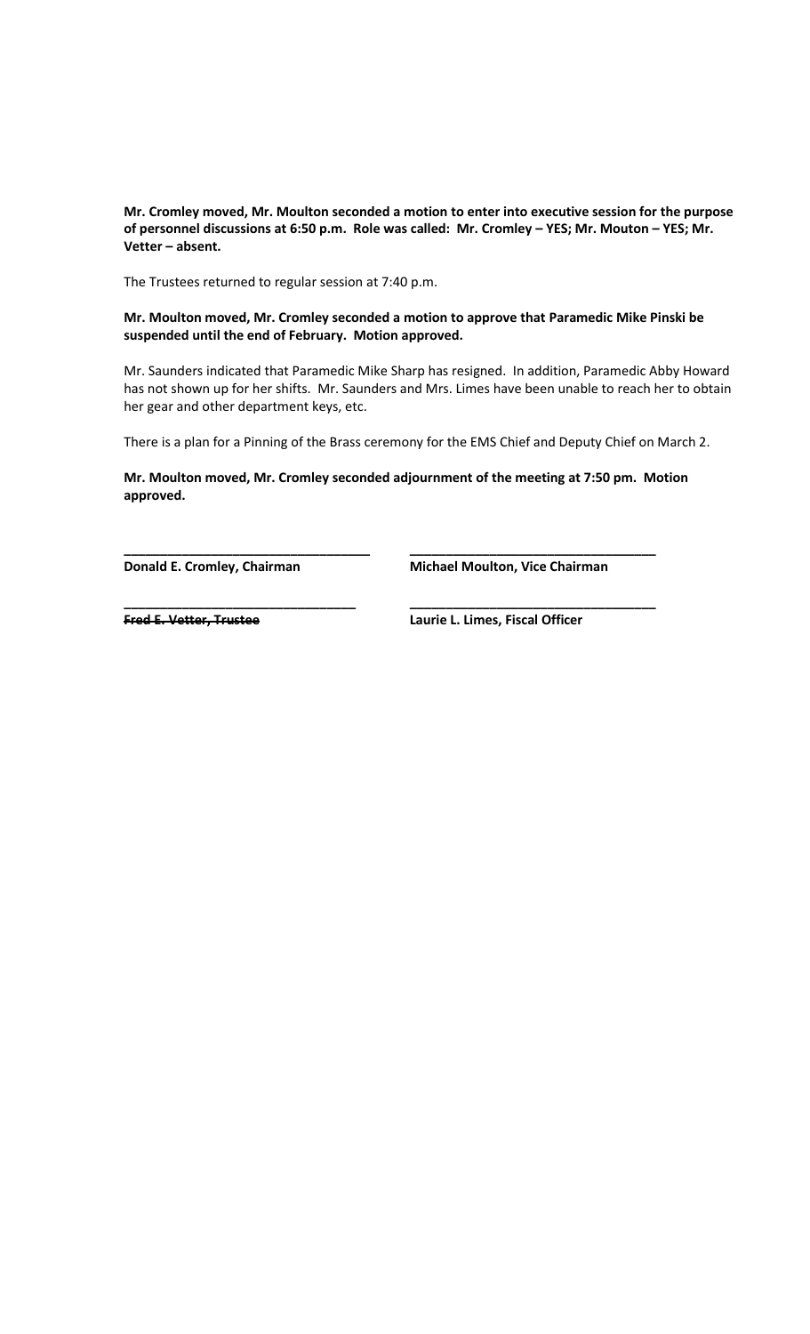**Mr. Cromley moved, Mr. Moulton seconded a motion to enter into executive session for the purpose of personnel discussions at 6:50 p.m. Role was called: Mr. Cromley – YES; Mr. Mouton – YES; Mr. Vetter – absent.**

The Trustees returned to regular session at 7:40 p.m.

**Mr. Moulton moved, Mr. Cromley seconded a motion to approve that Paramedic Mike Pinski be suspended until the end of February. Motion approved.**

Mr. Saunders indicated that Paramedic Mike Sharp has resigned. In addition, Paramedic Abby Howard has not shown up for her shifts. Mr. Saunders and Mrs. Limes have been unable to reach her to obtain her gear and other department keys, etc.

There is a plan for a Pinning of the Brass ceremony for the EMS Chief and Deputy Chief on March 2.

**Mr. Moulton moved, Mr. Cromley seconded adjournment of the meeting at 7:50 pm. Motion approved.**

| | |
|---|---|
| ________________________________ | ________________________________ |
| **Donald E. Cromley, Chairman** | **Michael Moulton, Vice Chairman** |
| ________________________________ | ________________________________ |
| **~~Fred E. Vetter, Trustee~~** | **Laurie L. Limes, Fiscal Officer** |